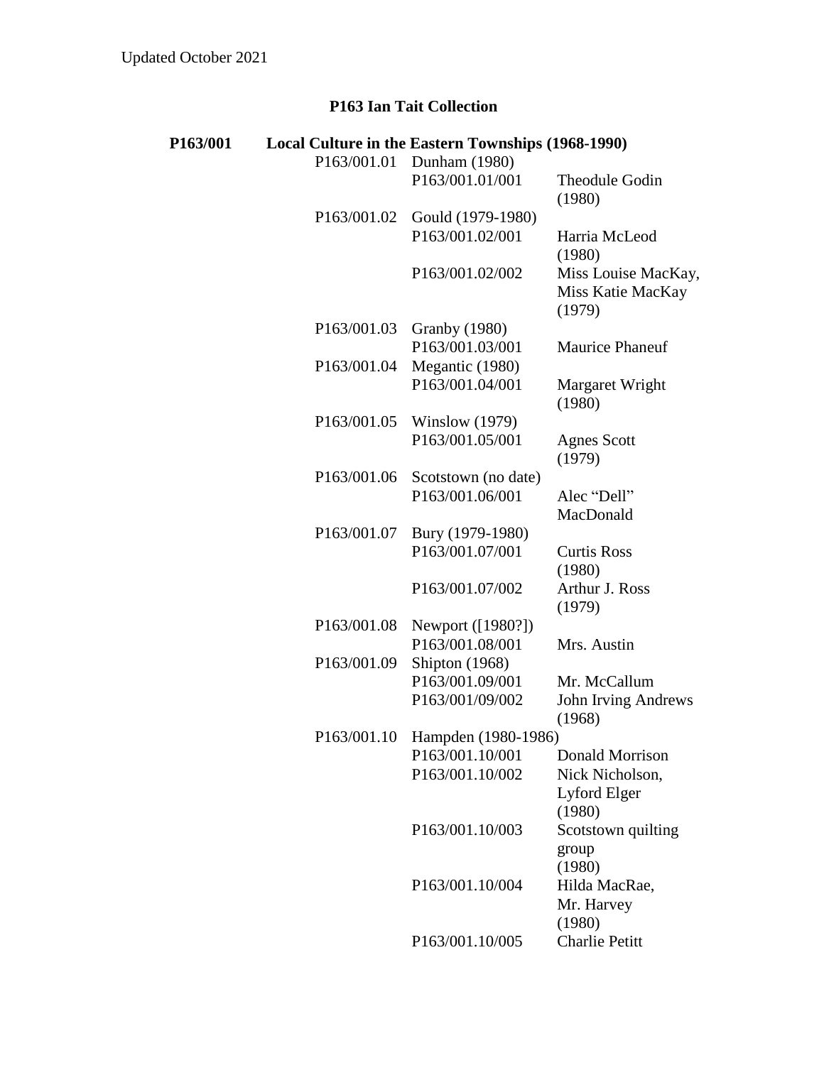Updated October 2021

# P163 Ian Tait Collection

**P163/001 Local Culture in the Eastern Townships (1968-1990)**

- P163/001.01 Dunham (1980)
  - P163/001.01/001 Theodule Godin (1980)
- P163/001.02 Gould (1979-1980)
  - P163/001.02/001 Harria McLeod (1980)
  - P163/001.02/002 Miss Louise MacKay, Miss Katie MacKay (1979)
- P163/001.03 Granby (1980)
  - P163/001.03/001 Maurice Phaneuf
- P163/001.04 Megantic (1980)
  - P163/001.04/001 Margaret Wright (1980)
- P163/001.05 Winslow (1979)
  - P163/001.05/001 Agnes Scott (1979)
- P163/001.06 Scotstown (no date)
  - P163/001.06/001 Alec “Dell” MacDonald
- P163/001.07 Bury (1979-1980)
  - P163/001.07/001 Curtis Ross (1980)
  - P163/001.07/002 Arthur J. Ross (1979)
- P163/001.08 Newport ([1980?])
  - P163/001.08/001 Mrs. Austin
- P163/001.09 Shipton (1968)
  - P163/001.09/001 Mr. McCallum
  - P163/001/09/002 John Irving Andrews (1968)
- P163/001.10 Hampden (1980-1986)
  - P163/001.10/001 Donald Morrison
  - P163/001.10/002 Nick Nicholson, Lyford Elger (1980)
  - P163/001.10/003 Scotstown quilting group (1980)
  - P163/001.10/004 Hilda MacRae, Mr. Harvey (1980)
  - P163/001.10/005 Charlie Petitt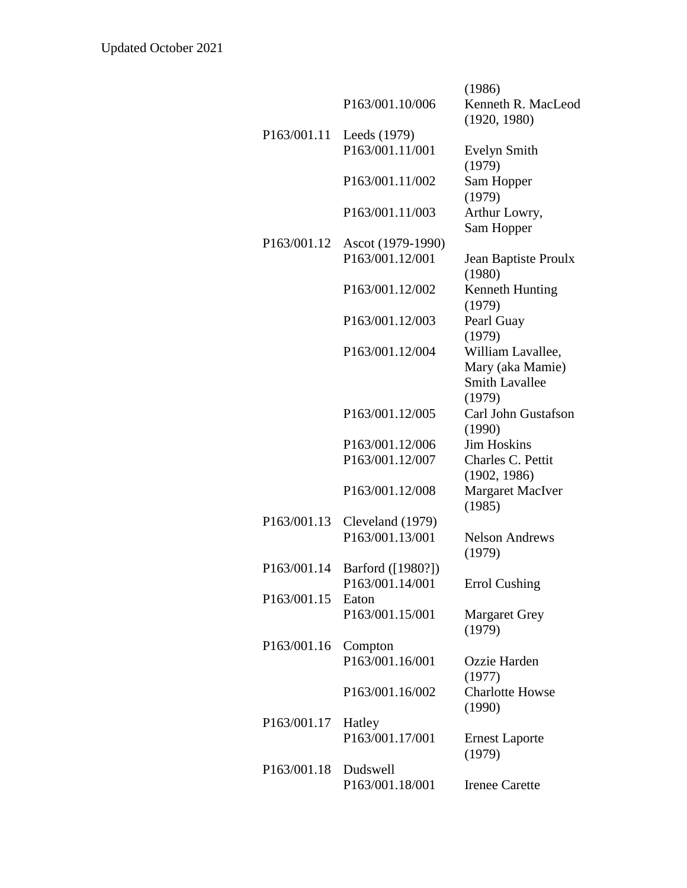Updated October 2021

| | | |
|---|---|---|
| | | (1986) |
| | P163/001.10/006 | Kenneth R. MacLeod (1920, 1980) |
| P163/001.11 | Leeds (1979) | |
| | P163/001.11/001 | Evelyn Smith (1979) |
| | P163/001.11/002 | Sam Hopper (1979) |
| | P163/001.11/003 | Arthur Lowry, Sam Hopper |
| P163/001.12 | Ascot (1979-1990) | |
| | P163/001.12/001 | Jean Baptiste Proulx (1980) |
| | P163/001.12/002 | Kenneth Hunting (1979) |
| | P163/001.12/003 | Pearl Guay (1979) |
| | P163/001.12/004 | William Lavallee, Mary (aka Mamie) Smith Lavallee (1979) |
| | P163/001.12/005 | Carl John Gustafson (1990) |
| | P163/001.12/006 | Jim Hoskins |
| | P163/001.12/007 | Charles C. Pettit (1902, 1986) |
| | P163/001.12/008 | Margaret MacIver (1985) |
| P163/001.13 | Cleveland (1979) | |
| | P163/001.13/001 | Nelson Andrews (1979) |
| P163/001.14 | Barford ([1980?]) | |
| | P163/001.14/001 | Errol Cushing |
| P163/001.15 | Eaton | |
| | P163/001.15/001 | Margaret Grey (1979) |
| P163/001.16 | Compton | |
| | P163/001.16/001 | Ozzie Harden (1977) |
| | P163/001.16/002 | Charlotte Howse (1990) |
| P163/001.17 | Hatley | |
| | P163/001.17/001 | Ernest Laporte (1979) |
| P163/001.18 | Dudswell | |
| | P163/001.18/001 | Irenee Carette |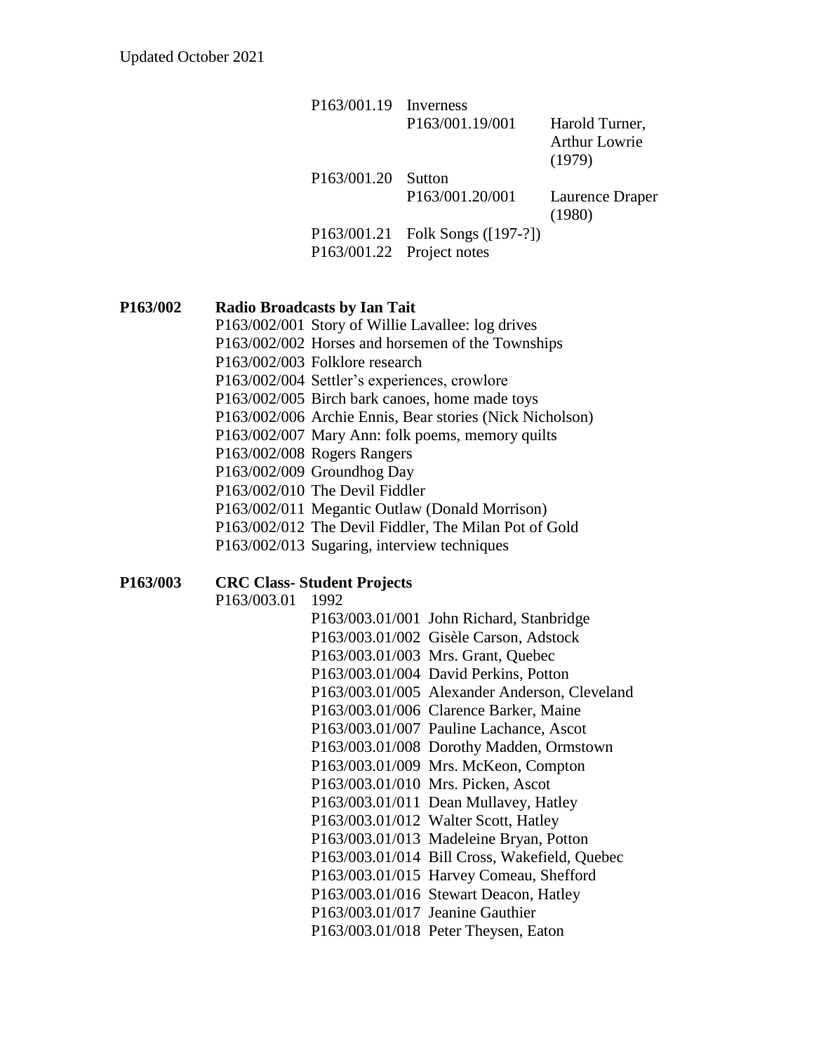Updated October 2021

P163/001.19 Inverness
- P163/001.19/001 Harold Turner, Arthur Lowrie (1979)

P163/001.20 Sutton
- P163/001.20/001 Laurence Draper (1980)

P163/001.21 Folk Songs ([197-?])

P163/001.22 Project notes

**P163/002 Radio Broadcasts by Ian Tait**

P163/002/001 Story of Willie Lavallee: log drives
P163/002/002 Horses and horsemen of the Townships
P163/002/003 Folklore research
P163/002/004 Settler's experiences, crowlore
P163/002/005 Birch bark canoes, home made toys
P163/002/006 Archie Ennis, Bear stories (Nick Nicholson)
P163/002/007 Mary Ann: folk poems, memory quilts
P163/002/008 Rogers Rangers
P163/002/009 Groundhog Day
P163/002/010 The Devil Fiddler
P163/002/011 Megantic Outlaw (Donald Morrison)
P163/002/012 The Devil Fiddler, The Milan Pot of Gold
P163/002/013 Sugaring, interview techniques

**P163/003 CRC Class- Student Projects**

P163/003.01 1992
- P163/003.01/001 John Richard, Stanbridge
- P163/003.01/002 Gisèle Carson, Adstock
- P163/003.01/003 Mrs. Grant, Quebec
- P163/003.01/004 David Perkins, Potton
- P163/003.01/005 Alexander Anderson, Cleveland
- P163/003.01/006 Clarence Barker, Maine
- P163/003.01/007 Pauline Lachance, Ascot
- P163/003.01/008 Dorothy Madden, Ormstown
- P163/003.01/009 Mrs. McKeon, Compton
- P163/003.01/010 Mrs. Picken, Ascot
- P163/003.01/011 Dean Mullavey, Hatley
- P163/003.01/012 Walter Scott, Hatley
- P163/003.01/013 Madeleine Bryan, Potton
- P163/003.01/014 Bill Cross, Wakefield, Quebec
- P163/003.01/015 Harvey Comeau, Shefford
- P163/003.01/016 Stewart Deacon, Hatley
- P163/003.01/017 Jeanine Gauthier
- P163/003.01/018 Peter Theysen, Eaton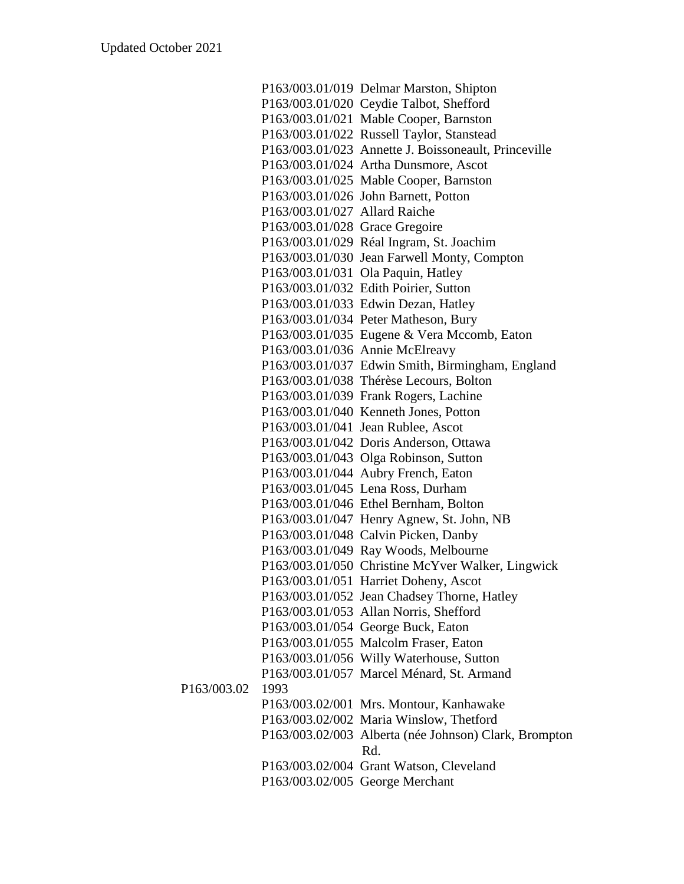Updated October 2021

P163/003.01/019 Delmar Marston, Shipton
P163/003.01/020 Ceydie Talbot, Shefford
P163/003.01/021 Mable Cooper, Barnston
P163/003.01/022 Russell Taylor, Stanstead
P163/003.01/023 Annette J. Boissoneault, Princeville
P163/003.01/024 Artha Dunsmore, Ascot
P163/003.01/025 Mable Cooper, Barnston
P163/003.01/026 John Barnett, Potton
P163/003.01/027 Allard Raiche
P163/003.01/028 Grace Gregoire
P163/003.01/029 Réal Ingram, St. Joachim
P163/003.01/030 Jean Farwell Monty, Compton
P163/003.01/031 Ola Paquin, Hatley
P163/003.01/032 Edith Poirier, Sutton
P163/003.01/033 Edwin Dezan, Hatley
P163/003.01/034 Peter Matheson, Bury
P163/003.01/035 Eugene & Vera Mccomb, Eaton
P163/003.01/036 Annie McElreavy
P163/003.01/037 Edwin Smith, Birmingham, England
P163/003.01/038 Thérèse Lecours, Bolton
P163/003.01/039 Frank Rogers, Lachine
P163/003.01/040 Kenneth Jones, Potton
P163/003.01/041 Jean Rublee, Ascot
P163/003.01/042 Doris Anderson, Ottawa
P163/003.01/043 Olga Robinson, Sutton
P163/003.01/044 Aubry French, Eaton
P163/003.01/045 Lena Ross, Durham
P163/003.01/046 Ethel Bernham, Bolton
P163/003.01/047 Henry Agnew, St. John, NB
P163/003.01/048 Calvin Picken, Danby
P163/003.01/049 Ray Woods, Melbourne
P163/003.01/050 Christine McYver Walker, Lingwick
P163/003.01/051 Harriet Doheny, Ascot
P163/003.01/052 Jean Chadsey Thorne, Hatley
P163/003.01/053 Allan Norris, Shefford
P163/003.01/054 George Buck, Eaton
P163/003.01/055 Malcolm Fraser, Eaton
P163/003.01/056 Willy Waterhouse, Sutton
P163/003.01/057 Marcel Ménard, St. Armand

P163/003.02 1993

P163/003.02/001 Mrs. Montour, Kanhawake
P163/003.02/002 Maria Winslow, Thetford
P163/003.02/003 Alberta (née Johnson) Clark, Brompton Rd.
P163/003.02/004 Grant Watson, Cleveland
P163/003.02/005 George Merchant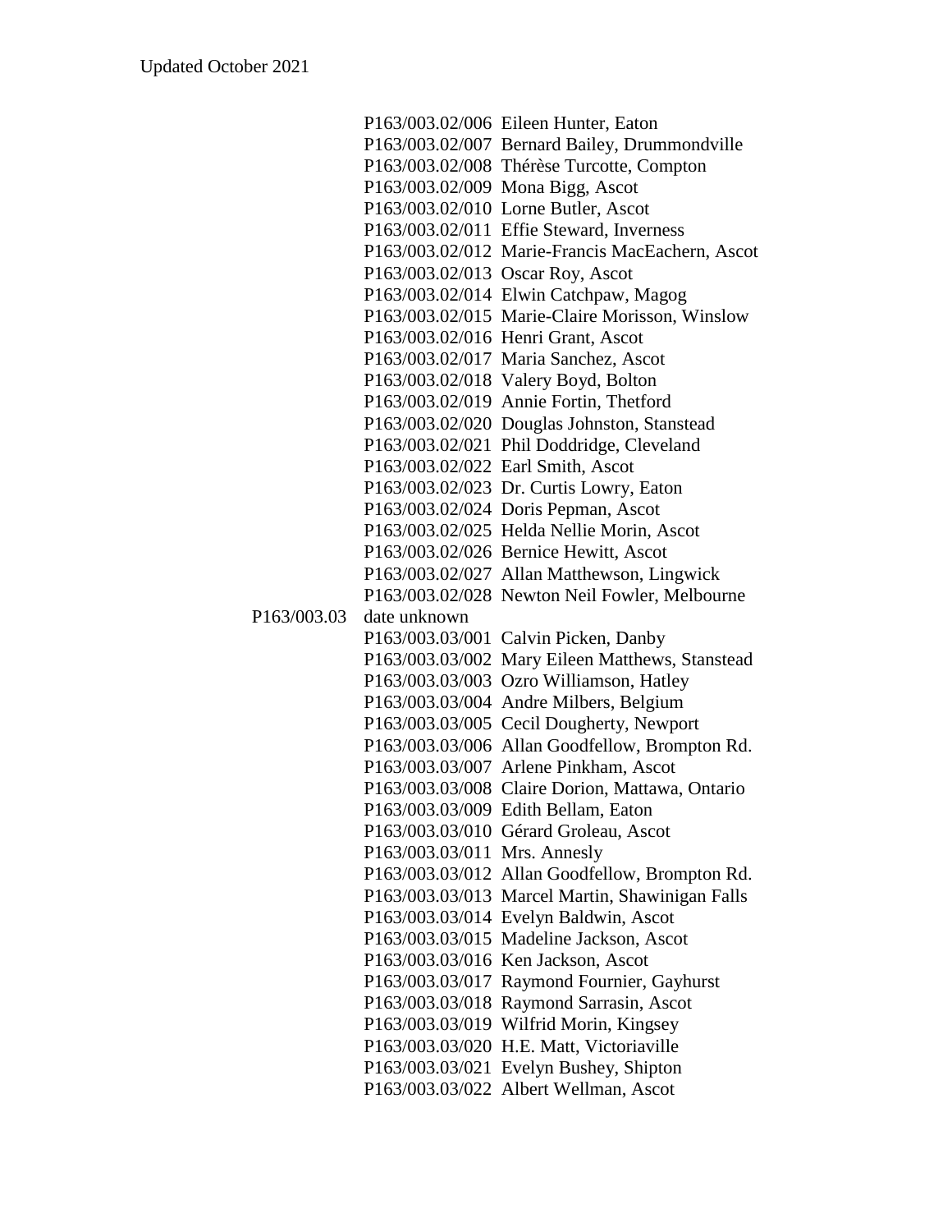P163/003.02/006 Eileen Hunter, Eaton
P163/003.02/007 Bernard Bailey, Drummondville
P163/003.02/008 Thérèse Turcotte, Compton
P163/003.02/009 Mona Bigg, Ascot
P163/003.02/010 Lorne Butler, Ascot
P163/003.02/011 Effie Steward, Inverness
P163/003.02/012 Marie-Francis MacEachern, Ascot
P163/003.02/013 Oscar Roy, Ascot
P163/003.02/014 Elwin Catchpaw, Magog
P163/003.02/015 Marie-Claire Morisson, Winslow
P163/003.02/016 Henri Grant, Ascot
P163/003.02/017 Maria Sanchez, Ascot
P163/003.02/018 Valery Boyd, Bolton
P163/003.02/019 Annie Fortin, Thetford
P163/003.02/020 Douglas Johnston, Stanstead
P163/003.02/021 Phil Doddridge, Cleveland
P163/003.02/022 Earl Smith, Ascot
P163/003.02/023 Dr. Curtis Lowry, Eaton
P163/003.02/024 Doris Pepman, Ascot
P163/003.02/025 Helda Nellie Morin, Ascot
P163/003.02/026 Bernice Hewitt, Ascot
P163/003.02/027 Allan Matthewson, Lingwick
P163/003.02/028 Newton Neil Fowler, Melbourne

P163/003.03 date unknown

P163/003.03/001 Calvin Picken, Danby
P163/003.03/002 Mary Eileen Matthews, Stanstead
P163/003.03/003 Ozro Williamson, Hatley
P163/003.03/004 Andre Milbers, Belgium
P163/003.03/005 Cecil Dougherty, Newport
P163/003.03/006 Allan Goodfellow, Brompton Rd.
P163/003.03/007 Arlene Pinkham, Ascot
P163/003.03/008 Claire Dorion, Mattawa, Ontario
P163/003.03/009 Edith Bellam, Eaton
P163/003.03/010 Gérard Groleau, Ascot
P163/003.03/011 Mrs. Annesly
P163/003.03/012 Allan Goodfellow, Brompton Rd.
P163/003.03/013 Marcel Martin, Shawinigan Falls
P163/003.03/014 Evelyn Baldwin, Ascot
P163/003.03/015 Madeline Jackson, Ascot
P163/003.03/016 Ken Jackson, Ascot
P163/003.03/017 Raymond Fournier, Gayhurst
P163/003.03/018 Raymond Sarrasin, Ascot
P163/003.03/019 Wilfrid Morin, Kingsey
P163/003.03/020 H.E. Matt, Victoriaville
P163/003.03/021 Evelyn Bushey, Shipton
P163/003.03/022 Albert Wellman, Ascot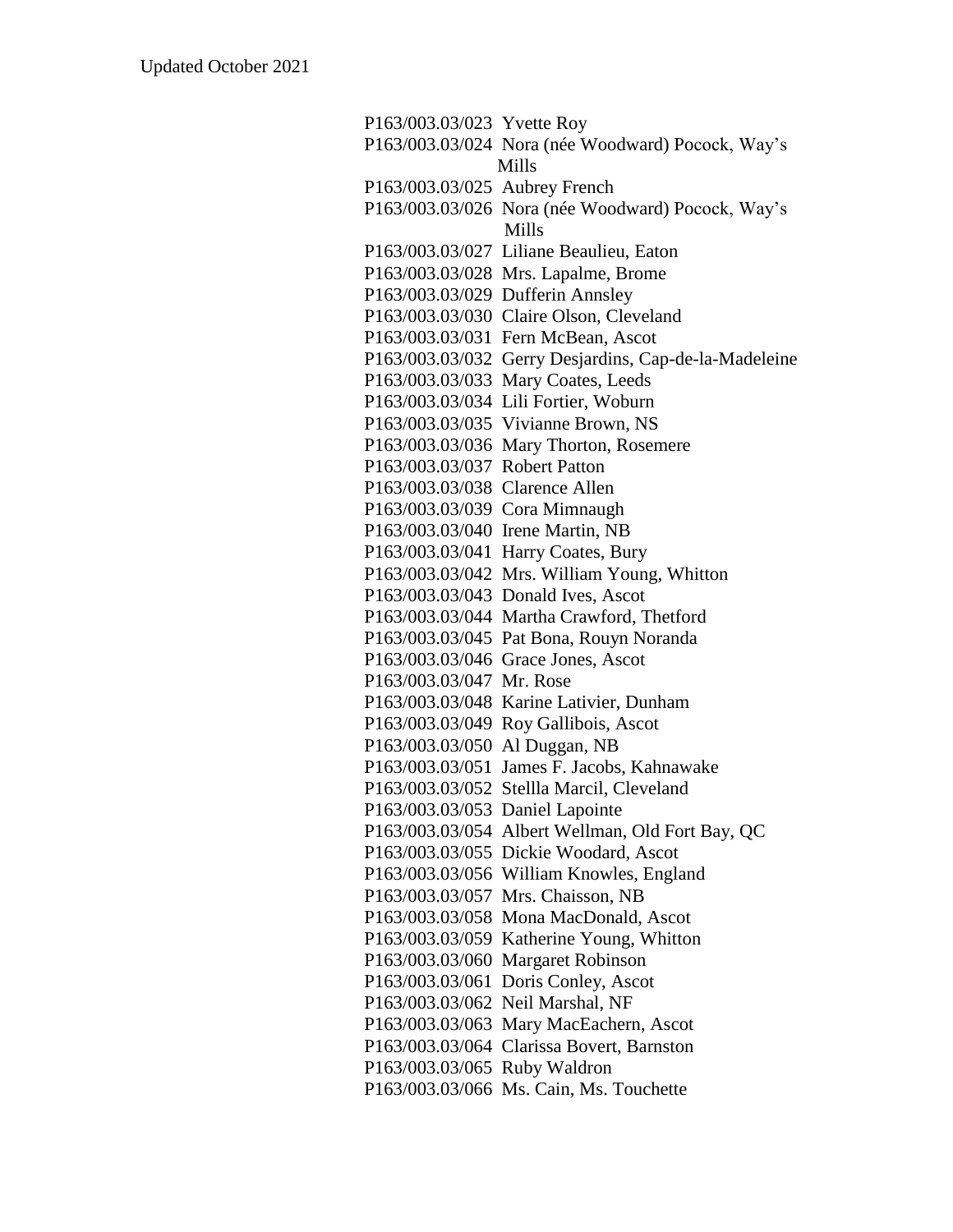P163/003.03/023 Yvette Roy
P163/003.03/024 Nora (née Woodward) Pocock, Way's Mills
P163/003.03/025 Aubrey French
P163/003.03/026 Nora (née Woodward) Pocock, Way's Mills
P163/003.03/027 Liliane Beaulieu, Eaton
P163/003.03/028 Mrs. Lapalme, Brome
P163/003.03/029 Dufferin Annsley
P163/003.03/030 Claire Olson, Cleveland
P163/003.03/031 Fern McBean, Ascot
P163/003.03/032 Gerry Desjardins, Cap-de-la-Madeleine
P163/003.03/033 Mary Coates, Leeds
P163/003.03/034 Lili Fortier, Woburn
P163/003.03/035 Vivianne Brown, NS
P163/003.03/036 Mary Thorton, Rosemere
P163/003.03/037 Robert Patton
P163/003.03/038 Clarence Allen
P163/003.03/039 Cora Mimnaugh
P163/003.03/040 Irene Martin, NB
P163/003.03/041 Harry Coates, Bury
P163/003.03/042 Mrs. William Young, Whitton
P163/003.03/043 Donald Ives, Ascot
P163/003.03/044 Martha Crawford, Thetford
P163/003.03/045 Pat Bona, Rouyn Noranda
P163/003.03/046 Grace Jones, Ascot
P163/003.03/047 Mr. Rose
P163/003.03/048 Karine Lativier, Dunham
P163/003.03/049 Roy Gallibois, Ascot
P163/003.03/050 Al Duggan, NB
P163/003.03/051 James F. Jacobs, Kahnawake
P163/003.03/052 Stellla Marcil, Cleveland
P163/003.03/053 Daniel Lapointe
P163/003.03/054 Albert Wellman, Old Fort Bay, QC
P163/003.03/055 Dickie Woodard, Ascot
P163/003.03/056 William Knowles, England
P163/003.03/057 Mrs. Chaisson, NB
P163/003.03/058 Mona MacDonald, Ascot
P163/003.03/059 Katherine Young, Whitton
P163/003.03/060 Margaret Robinson
P163/003.03/061 Doris Conley, Ascot
P163/003.03/062 Neil Marshal, NF
P163/003.03/063 Mary MacEachern, Ascot
P163/003.03/064 Clarissa Bovert, Barnston
P163/003.03/065 Ruby Waldron
P163/003.03/066 Ms. Cain, Ms. Touchette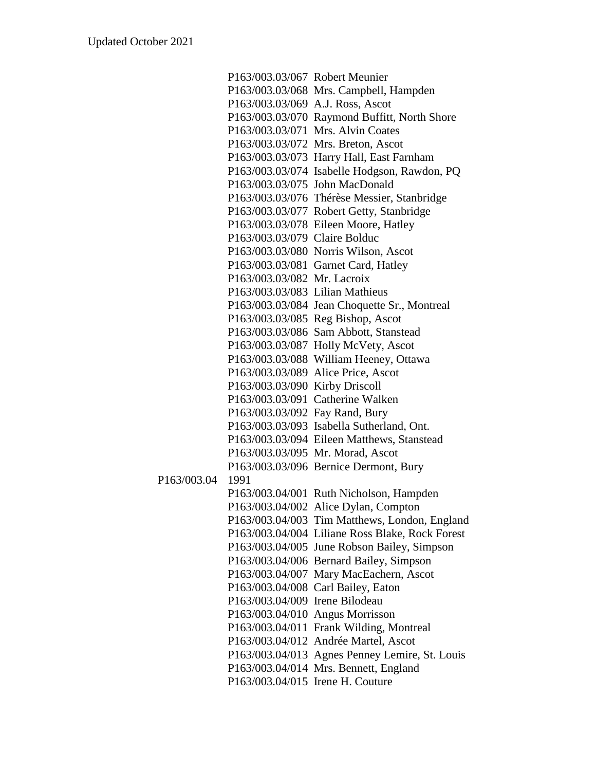Updated October 2021

P163/003.03/067 Robert Meunier
P163/003.03/068 Mrs. Campbell, Hampden
P163/003.03/069 A.J. Ross, Ascot
P163/003.03/070 Raymond Buffitt, North Shore
P163/003.03/071 Mrs. Alvin Coates
P163/003.03/072 Mrs. Breton, Ascot
P163/003.03/073 Harry Hall, East Farnham
P163/003.03/074 Isabelle Hodgson, Rawdon, PQ
P163/003.03/075 John MacDonald
P163/003.03/076 Thérèse Messier, Stanbridge
P163/003.03/077 Robert Getty, Stanbridge
P163/003.03/078 Eileen Moore, Hatley
P163/003.03/079 Claire Bolduc
P163/003.03/080 Norris Wilson, Ascot
P163/003.03/081 Garnet Card, Hatley
P163/003.03/082 Mr. Lacroix
P163/003.03/083 Lilian Mathieus
P163/003.03/084 Jean Choquette Sr., Montreal
P163/003.03/085 Reg Bishop, Ascot
P163/003.03/086 Sam Abbott, Stanstead
P163/003.03/087 Holly McVety, Ascot
P163/003.03/088 William Heeney, Ottawa
P163/003.03/089 Alice Price, Ascot
P163/003.03/090 Kirby Driscoll
P163/003.03/091 Catherine Walken
P163/003.03/092 Fay Rand, Bury
P163/003.03/093 Isabella Sutherland, Ont.
P163/003.03/094 Eileen Matthews, Stanstead
P163/003.03/095 Mr. Morad, Ascot
P163/003.03/096 Bernice Dermont, Bury

P163/003.04 1991

P163/003.04/001 Ruth Nicholson, Hampden
P163/003.04/002 Alice Dylan, Compton
P163/003.04/003 Tim Matthews, London, England
P163/003.04/004 Liliane Ross Blake, Rock Forest
P163/003.04/005 June Robson Bailey, Simpson
P163/003.04/006 Bernard Bailey, Simpson
P163/003.04/007 Mary MacEachern, Ascot
P163/003.04/008 Carl Bailey, Eaton
P163/003.04/009 Irene Bilodeau
P163/003.04/010 Angus Morrisson
P163/003.04/011 Frank Wilding, Montreal
P163/003.04/012 Andrée Martel, Ascot
P163/003.04/013 Agnes Penney Lemire, St. Louis
P163/003.04/014 Mrs. Bennett, England
P163/003.04/015 Irene H. Couture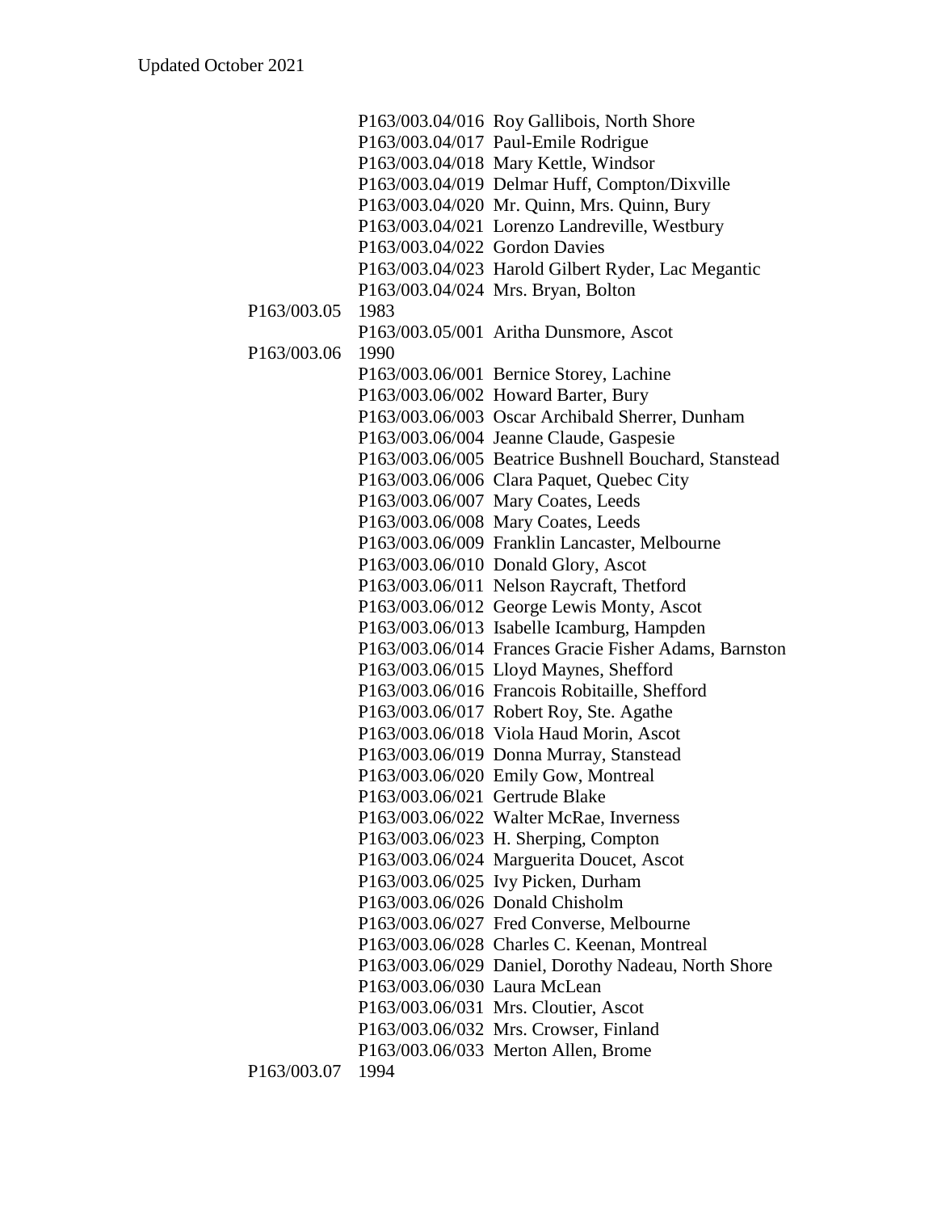Updated October 2021

| | | |
|---|---|---|
| | P163/003.04/016 | Roy Gallibois, North Shore |
| | P163/003.04/017 | Paul-Emile Rodrigue |
| | P163/003.04/018 | Mary Kettle, Windsor |
| | P163/003.04/019 | Delmar Huff, Compton/Dixville |
| | P163/003.04/020 | Mr. Quinn, Mrs. Quinn, Bury |
| | P163/003.04/021 | Lorenzo Landreville, Westbury |
| | P163/003.04/022 | Gordon Davies |
| | P163/003.04/023 | Harold Gilbert Ryder, Lac Megantic |
| | P163/003.04/024 | Mrs. Bryan, Bolton |
| P163/003.05 | 1983 | |
| | P163/003.05/001 | Aritha Dunsmore, Ascot |
| P163/003.06 | 1990 | |
| | P163/003.06/001 | Bernice Storey, Lachine |
| | P163/003.06/002 | Howard Barter, Bury |
| | P163/003.06/003 | Oscar Archibald Sherrer, Dunham |
| | P163/003.06/004 | Jeanne Claude, Gaspesie |
| | P163/003.06/005 | Beatrice Bushnell Bouchard, Stanstead |
| | P163/003.06/006 | Clara Paquet, Quebec City |
| | P163/003.06/007 | Mary Coates, Leeds |
| | P163/003.06/008 | Mary Coates, Leeds |
| | P163/003.06/009 | Franklin Lancaster, Melbourne |
| | P163/003.06/010 | Donald Glory, Ascot |
| | P163/003.06/011 | Nelson Raycraft, Thetford |
| | P163/003.06/012 | George Lewis Monty, Ascot |
| | P163/003.06/013 | Isabelle Icamburg, Hampden |
| | P163/003.06/014 | Frances Gracie Fisher Adams, Barnston |
| | P163/003.06/015 | Lloyd Maynes, Shefford |
| | P163/003.06/016 | Francois Robitaille, Shefford |
| | P163/003.06/017 | Robert Roy, Ste. Agathe |
| | P163/003.06/018 | Viola Haud Morin, Ascot |
| | P163/003.06/019 | Donna Murray, Stanstead |
| | P163/003.06/020 | Emily Gow, Montreal |
| | P163/003.06/021 | Gertrude Blake |
| | P163/003.06/022 | Walter McRae, Inverness |
| | P163/003.06/023 | H. Sherping, Compton |
| | P163/003.06/024 | Marguerita Doucet, Ascot |
| | P163/003.06/025 | Ivy Picken, Durham |
| | P163/003.06/026 | Donald Chisholm |
| | P163/003.06/027 | Fred Converse, Melbourne |
| | P163/003.06/028 | Charles C. Keenan, Montreal |
| | P163/003.06/029 | Daniel, Dorothy Nadeau, North Shore |
| | P163/003.06/030 | Laura McLean |
| | P163/003.06/031 | Mrs. Cloutier, Ascot |
| | P163/003.06/032 | Mrs. Crowser, Finland |
| | P163/003.06/033 | Merton Allen, Brome |
| P163/003.07 | 1994 | |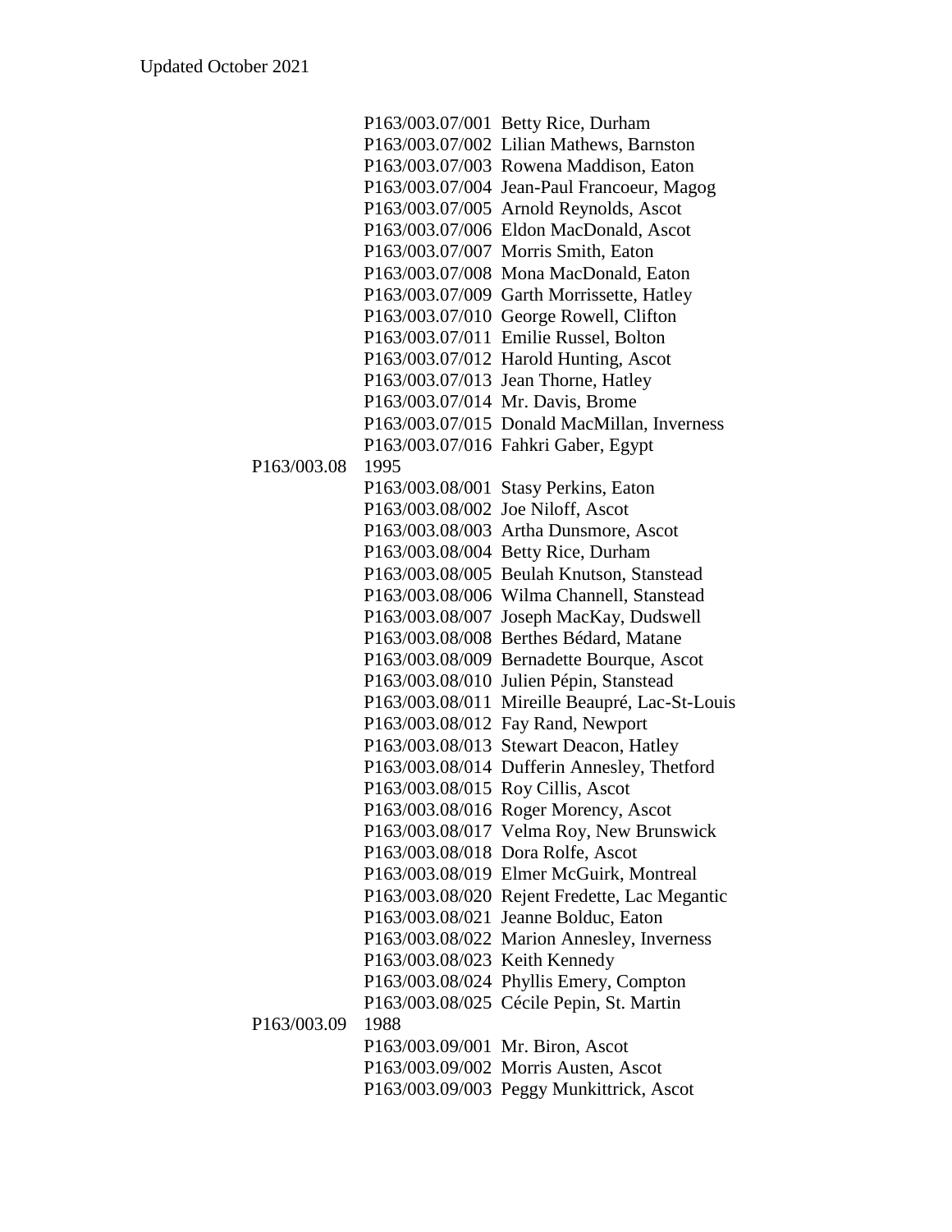Updated October 2021

| | | |
|---|---|---|
| | P163/003.07/001 | Betty Rice, Durham |
| | P163/003.07/002 | Lilian Mathews, Barnston |
| | P163/003.07/003 | Rowena Maddison, Eaton |
| | P163/003.07/004 | Jean-Paul Francoeur, Magog |
| | P163/003.07/005 | Arnold Reynolds, Ascot |
| | P163/003.07/006 | Eldon MacDonald, Ascot |
| | P163/003.07/007 | Morris Smith, Eaton |
| | P163/003.07/008 | Mona MacDonald, Eaton |
| | P163/003.07/009 | Garth Morrissette, Hatley |
| | P163/003.07/010 | George Rowell, Clifton |
| | P163/003.07/011 | Emilie Russel, Bolton |
| | P163/003.07/012 | Harold Hunting, Ascot |
| | P163/003.07/013 | Jean Thorne, Hatley |
| | P163/003.07/014 | Mr. Davis, Brome |
| | P163/003.07/015 | Donald MacMillan, Inverness |
| | P163/003.07/016 | Fahkri Gaber, Egypt |
| P163/003.08 | 1995 | |
| | P163/003.08/001 | Stasy Perkins, Eaton |
| | P163/003.08/002 | Joe Niloff, Ascot |
| | P163/003.08/003 | Artha Dunsmore, Ascot |
| | P163/003.08/004 | Betty Rice, Durham |
| | P163/003.08/005 | Beulah Knutson, Stanstead |
| | P163/003.08/006 | Wilma Channell, Stanstead |
| | P163/003.08/007 | Joseph MacKay, Dudswell |
| | P163/003.08/008 | Berthes Bédard, Matane |
| | P163/003.08/009 | Bernadette Bourque, Ascot |
| | P163/003.08/010 | Julien Pépin, Stanstead |
| | P163/003.08/011 | Mireille Beaupré, Lac-St-Louis |
| | P163/003.08/012 | Fay Rand, Newport |
| | P163/003.08/013 | Stewart Deacon, Hatley |
| | P163/003.08/014 | Dufferin Annesley, Thetford |
| | P163/003.08/015 | Roy Cillis, Ascot |
| | P163/003.08/016 | Roger Morency, Ascot |
| | P163/003.08/017 | Velma Roy, New Brunswick |
| | P163/003.08/018 | Dora Rolfe, Ascot |
| | P163/003.08/019 | Elmer McGuirk, Montreal |
| | P163/003.08/020 | Rejent Fredette, Lac Megantic |
| | P163/003.08/021 | Jeanne Bolduc, Eaton |
| | P163/003.08/022 | Marion Annesley, Inverness |
| | P163/003.08/023 | Keith Kennedy |
| | P163/003.08/024 | Phyllis Emery, Compton |
| | P163/003.08/025 | Cécile Pepin, St. Martin |
| P163/003.09 | 1988 | |
| | P163/003.09/001 | Mr. Biron, Ascot |
| | P163/003.09/002 | Morris Austen, Ascot |
| | P163/003.09/003 | Peggy Munkittrick, Ascot |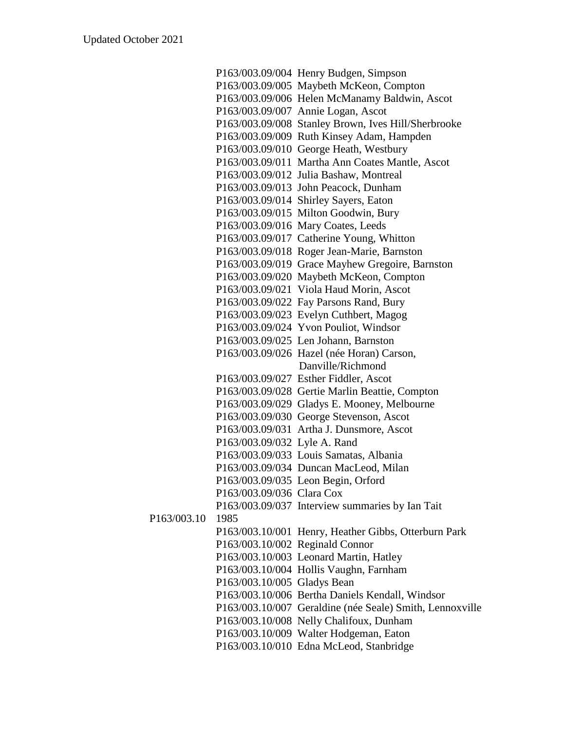P163/003.09/004 Henry Budgen, Simpson
P163/003.09/005 Maybeth McKeon, Compton
P163/003.09/006 Helen McManamy Baldwin, Ascot
P163/003.09/007 Annie Logan, Ascot
P163/003.09/008 Stanley Brown, Ives Hill/Sherbrooke
P163/003.09/009 Ruth Kinsey Adam, Hampden
P163/003.09/010 George Heath, Westbury
P163/003.09/011 Martha Ann Coates Mantle, Ascot
P163/003.09/012 Julia Bashaw, Montreal
P163/003.09/013 John Peacock, Dunham
P163/003.09/014 Shirley Sayers, Eaton
P163/003.09/015 Milton Goodwin, Bury
P163/003.09/016 Mary Coates, Leeds
P163/003.09/017 Catherine Young, Whitton
P163/003.09/018 Roger Jean-Marie, Barnston
P163/003.09/019 Grace Mayhew Gregoire, Barnston
P163/003.09/020 Maybeth McKeon, Compton
P163/003.09/021 Viola Haud Morin, Ascot
P163/003.09/022 Fay Parsons Rand, Bury
P163/003.09/023 Evelyn Cuthbert, Magog
P163/003.09/024 Yvon Pouliot, Windsor
P163/003.09/025 Len Johann, Barnston
P163/003.09/026 Hazel (née Horan) Carson, Danville/Richmond
P163/003.09/027 Esther Fiddler, Ascot
P163/003.09/028 Gertie Marlin Beattie, Compton
P163/003.09/029 Gladys E. Mooney, Melbourne
P163/003.09/030 George Stevenson, Ascot
P163/003.09/031 Artha J. Dunsmore, Ascot
P163/003.09/032 Lyle A. Rand
P163/003.09/033 Louis Samatas, Albania
P163/003.09/034 Duncan MacLeod, Milan
P163/003.09/035 Leon Begin, Orford
P163/003.09/036 Clara Cox
P163/003.09/037 Interview summaries by Ian Tait

P163/003.10 1985

P163/003.10/001 Henry, Heather Gibbs, Otterburn Park
P163/003.10/002 Reginald Connor
P163/003.10/003 Leonard Martin, Hatley
P163/003.10/004 Hollis Vaughn, Farnham
P163/003.10/005 Gladys Bean
P163/003.10/006 Bertha Daniels Kendall, Windsor
P163/003.10/007 Geraldine (née Seale) Smith, Lennoxville
P163/003.10/008 Nelly Chalifoux, Dunham
P163/003.10/009 Walter Hodgeman, Eaton
P163/003.10/010 Edna McLeod, Stanbridge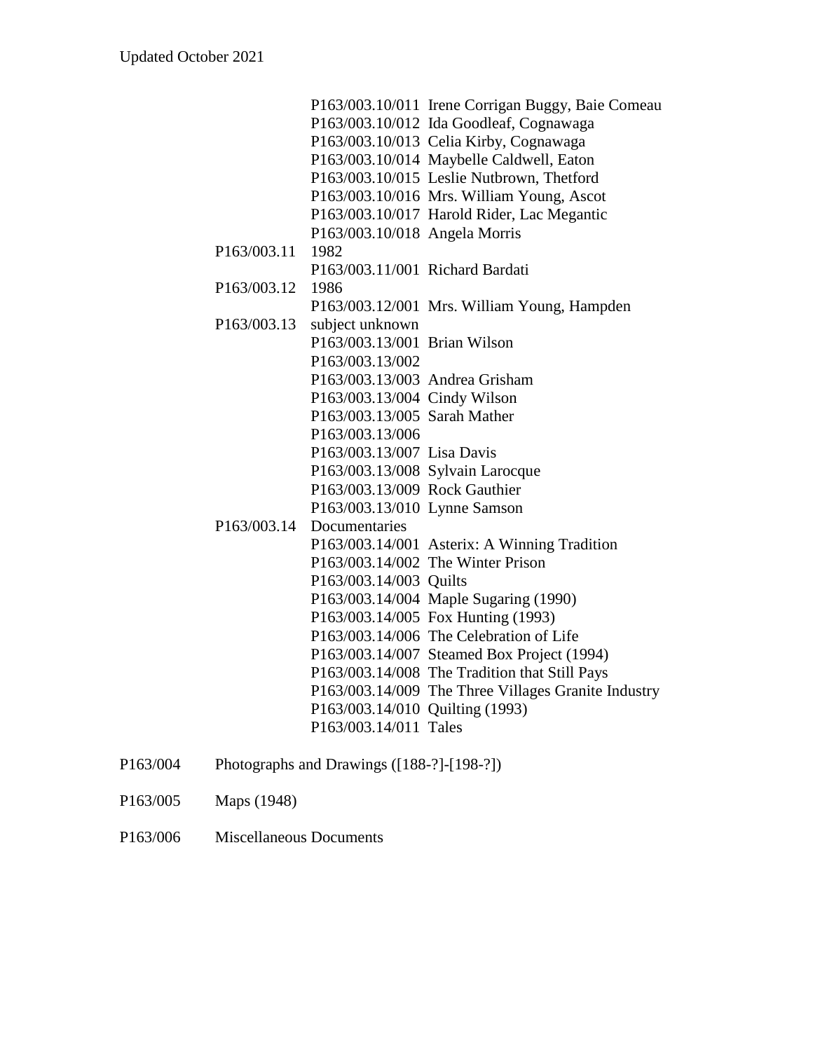P163/003.10/011 Irene Corrigan Buggy, Baie Comeau
P163/003.10/012 Ida Goodleaf, Cognawaga
P163/003.10/013 Celia Kirby, Cognawaga
P163/003.10/014 Maybelle Caldwell, Eaton
P163/003.10/015 Leslie Nutbrown, Thetford
P163/003.10/016 Mrs. William Young, Ascot
P163/003.10/017 Harold Rider, Lac Megantic
P163/003.10/018 Angela Morris

P163/003.11 1982

P163/003.11/001 Richard Bardati

P163/003.12 1986

P163/003.12/001 Mrs. William Young, Hampden

P163/003.13 subject unknown

P163/003.13/001 Brian Wilson
P163/003.13/002
P163/003.13/003 Andrea Grisham
P163/003.13/004 Cindy Wilson
P163/003.13/005 Sarah Mather
P163/003.13/006
P163/003.13/007 Lisa Davis
P163/003.13/008 Sylvain Larocque
P163/003.13/009 Rock Gauthier
P163/003.13/010 Lynne Samson

P163/003.14 Documentaries

P163/003.14/001 Asterix: A Winning Tradition
P163/003.14/002 The Winter Prison
P163/003.14/003 Quilts
P163/003.14/004 Maple Sugaring (1990)
P163/003.14/005 Fox Hunting (1993)
P163/003.14/006 The Celebration of Life
P163/003.14/007 Steamed Box Project (1994)
P163/003.14/008 The Tradition that Still Pays
P163/003.14/009 The Three Villages Granite Industry
P163/003.14/010 Quilting (1993)
P163/003.14/011 Tales

P163/004 Photographs and Drawings ([188-?]-[198-?])

P163/005 Maps (1948)

P163/006 Miscellaneous Documents